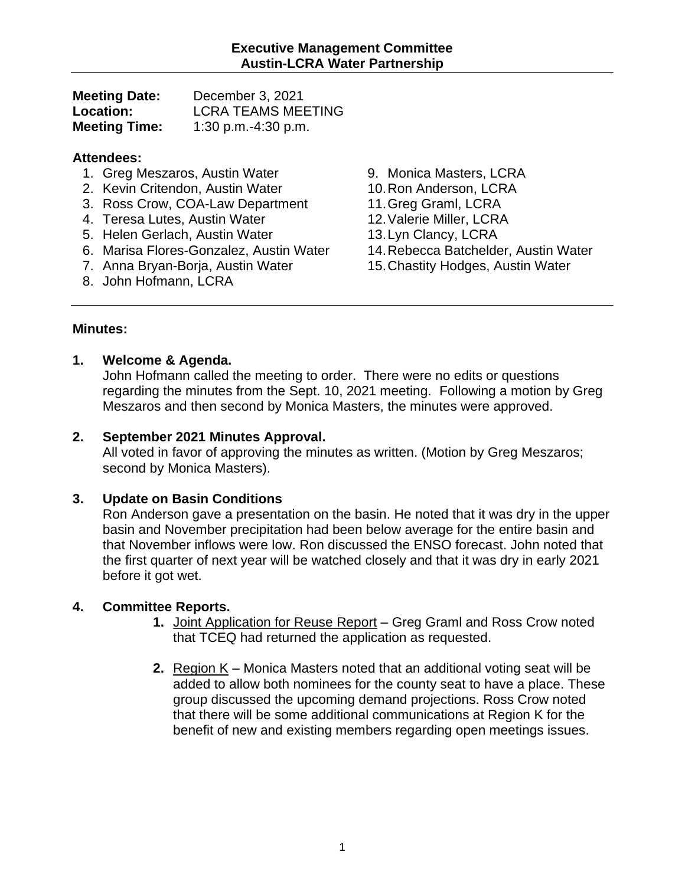**Executive Management Committee**
**Austin-LCRA Water Partnership**

**Meeting Date:** December 3, 2021
**Location:** LCRA TEAMS MEETING
**Meeting Time:** 1:30 p.m.-4:30 p.m.

**Attendees:**

1. Greg Meszaros, Austin Water
2. Kevin Critendon, Austin Water
3. Ross Crow, COA-Law Department
4. Teresa Lutes, Austin Water
5. Helen Gerlach, Austin Water
6. Marisa Flores-Gonzalez, Austin Water
7. Anna Bryan-Borja, Austin Water
8. John Hofmann, LCRA
9. Monica Masters, LCRA
10. Ron Anderson, LCRA
11. Greg Graml, LCRA
12. Valerie Miller, LCRA
13. Lyn Clancy, LCRA
14. Rebecca Batchelder, Austin Water
15. Chastity Hodges, Austin Water

**Minutes:**

**1. Welcome & Agenda.**
John Hofmann called the meeting to order. There were no edits or questions regarding the minutes from the Sept. 10, 2021 meeting. Following a motion by Greg Meszaros and then second by Monica Masters, the minutes were approved.

**2. September 2021 Minutes Approval.**
All voted in favor of approving the minutes as written. (Motion by Greg Meszaros; second by Monica Masters).

**3. Update on Basin Conditions**
Ron Anderson gave a presentation on the basin. He noted that it was dry in the upper basin and November precipitation had been below average for the entire basin and that November inflows were low. Ron discussed the ENSO forecast. John noted that the first quarter of next year will be watched closely and that it was dry in early 2021 before it got wet.

**4. Committee Reports.**

1. Joint Application for Reuse Report – Greg Graml and Ross Crow noted that TCEQ had returned the application as requested.

2. Region K – Monica Masters noted that an additional voting seat will be added to allow both nominees for the county seat to have a place. These group discussed the upcoming demand projections. Ross Crow noted that there will be some additional communications at Region K for the benefit of new and existing members regarding open meetings issues.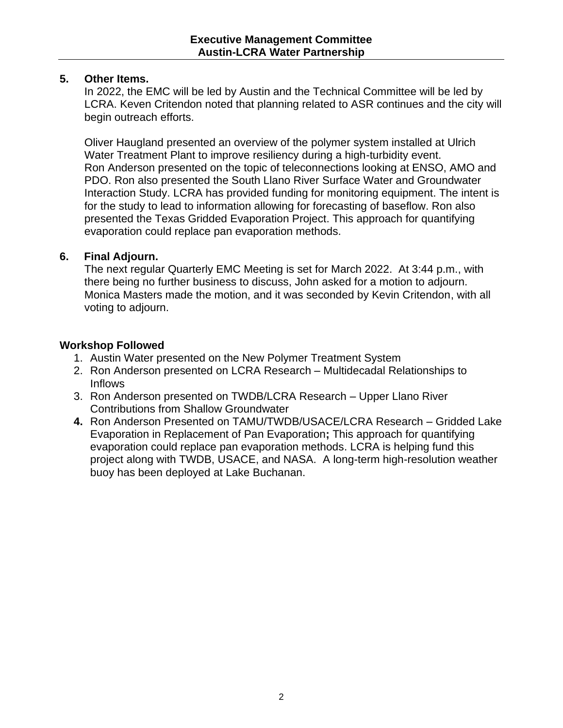## 5. Other Items.

In 2022, the EMC will be led by Austin and the Technical Committee will be led by LCRA. Keven Critendon noted that planning related to ASR continues and the city will begin outreach efforts.

Oliver Haugland presented an overview of the polymer system installed at Ulrich Water Treatment Plant to improve resiliency during a high-turbidity event. Ron Anderson presented on the topic of teleconnections looking at ENSO, AMO and PDO. Ron also presented the South Llano River Surface Water and Groundwater Interaction Study. LCRA has provided funding for monitoring equipment. The intent is for the study to lead to information allowing for forecasting of baseflow. Ron also presented the Texas Gridded Evaporation Project. This approach for quantifying evaporation could replace pan evaporation methods.

## 6. Final Adjourn.

The next regular Quarterly EMC Meeting is set for March 2022. At 3:44 p.m., with there being no further business to discuss, John asked for a motion to adjourn. Monica Masters made the motion, and it was seconded by Kevin Critendon, with all voting to adjourn.

## Workshop Followed

1. Austin Water presented on the New Polymer Treatment System
2. Ron Anderson presented on LCRA Research – Multidecadal Relationships to Inflows
3. Ron Anderson presented on TWDB/LCRA Research – Upper Llano River Contributions from Shallow Groundwater
4. Ron Anderson Presented on TAMU/TWDB/USACE/LCRA Research – Gridded Lake Evaporation in Replacement of Pan Evaporation**;** This approach for quantifying evaporation could replace pan evaporation methods. LCRA is helping fund this project along with TWDB, USACE, and NASA. A long-term high-resolution weather buoy has been deployed at Lake Buchanan.